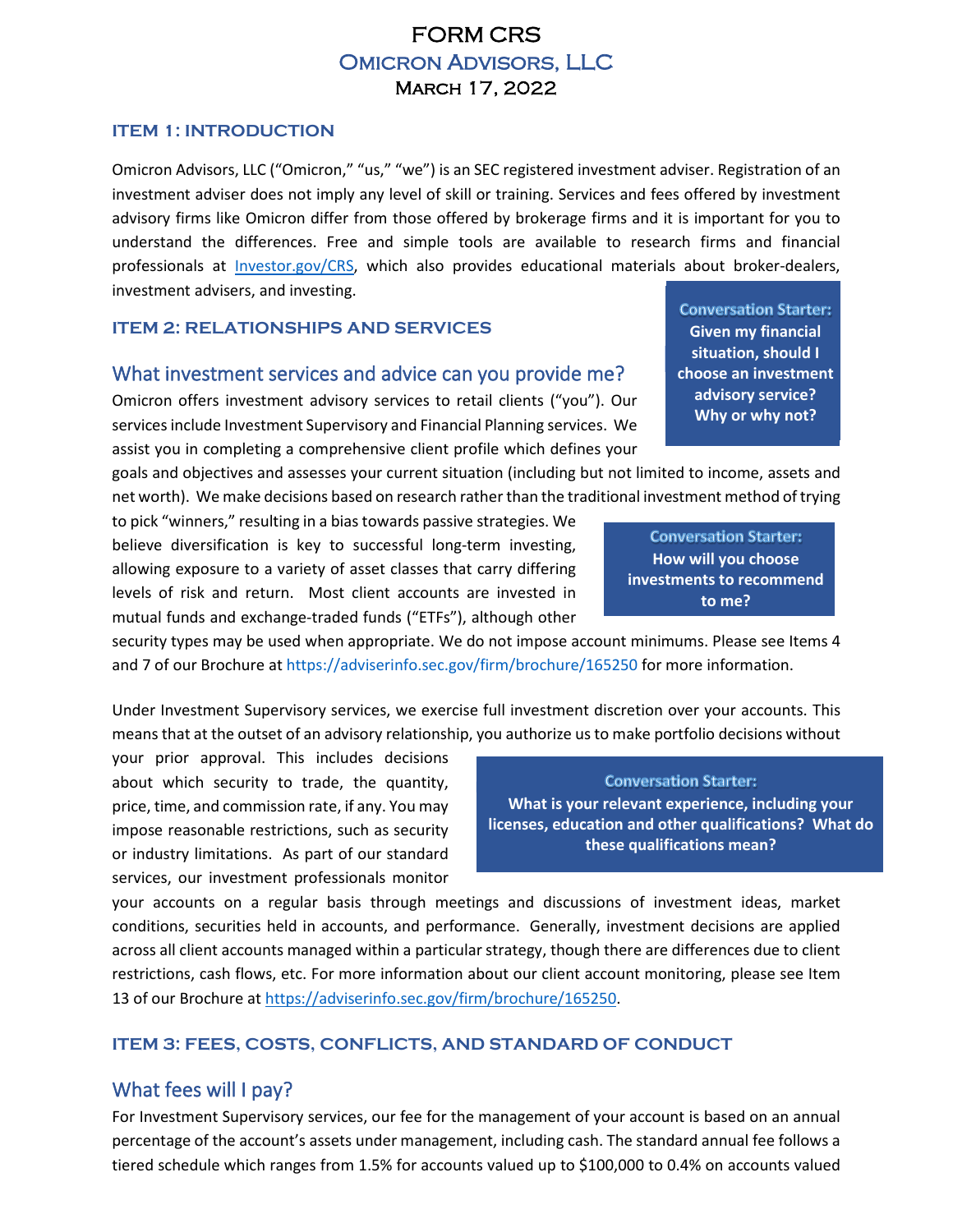# FORM CRS

## Omicron Advisors, LLC

March 17, 2022

## ITEM 1: INTRODUCTION

Omicron Advisors, LLC ("Omicron," "us," "we") is an SEC registered investment adviser. Registration of an investment adviser does not imply any level of skill or training. Services and fees offered by investment advisory firms like Omicron differ from those offered by brokerage firms and it is important for you to understand the differences. Free and simple tools are available to research firms and financial professionals at Investor.gov/CRS, which also provides educational materials about broker-dealers, investment advisers, and investing.

## ITEM 2: RELATIONSHIPS AND SERVICES

### What investment services and advice can you provide me?

> **Conversation Starter:**
> **Given my financial situation, should I choose an investment advisory service? Why or why not?**

Omicron offers investment advisory services to retail clients ("you"). Our services include Investment Supervisory and Financial Planning services. We assist you in completing a comprehensive client profile which defines your goals and objectives and assesses your current situation (including but not limited to income, assets and net worth). We make decisions based on research rather than the traditional investment method of trying to pick "winners," resulting in a bias towards passive strategies. We believe diversification is key to successful long-term investing, allowing exposure to a variety of asset classes that carry differing levels of risk and return. Most client accounts are invested in mutual funds and exchange-traded funds ("ETFs"), although other security types may be used when appropriate. We do not impose account minimums. Please see Items 4 and 7 of our Brochure at https://adviserinfo.sec.gov/firm/brochure/165250 for more information.

> **Conversation Starter:**
> **How will you choose investments to recommend to me?**

Under Investment Supervisory services, we exercise full investment discretion over your accounts. This means that at the outset of an advisory relationship, you authorize us to make portfolio decisions without your prior approval. This includes decisions about which security to trade, the quantity, price, time, and commission rate, if any. You may impose reasonable restrictions, such as security or industry limitations. As part of our standard services, our investment professionals monitor your accounts on a regular basis through meetings and discussions of investment ideas, market conditions, securities held in accounts, and performance. Generally, investment decisions are applied across all client accounts managed within a particular strategy, though there are differences due to client restrictions, cash flows, etc. For more information about our client account monitoring, please see Item 13 of our Brochure at https://adviserinfo.sec.gov/firm/brochure/165250.

> **Conversation Starter:**
> **What is your relevant experience, including your licenses, education and other qualifications? What do these qualifications mean?**

## ITEM 3: FEES, COSTS, CONFLICTS, AND STANDARD OF CONDUCT

### What fees will I pay?

For Investment Supervisory services, our fee for the management of your account is based on an annual percentage of the account's assets under management, including cash. The standard annual fee follows a tiered schedule which ranges from 1.5% for accounts valued up to $100,000 to 0.4% on accounts valued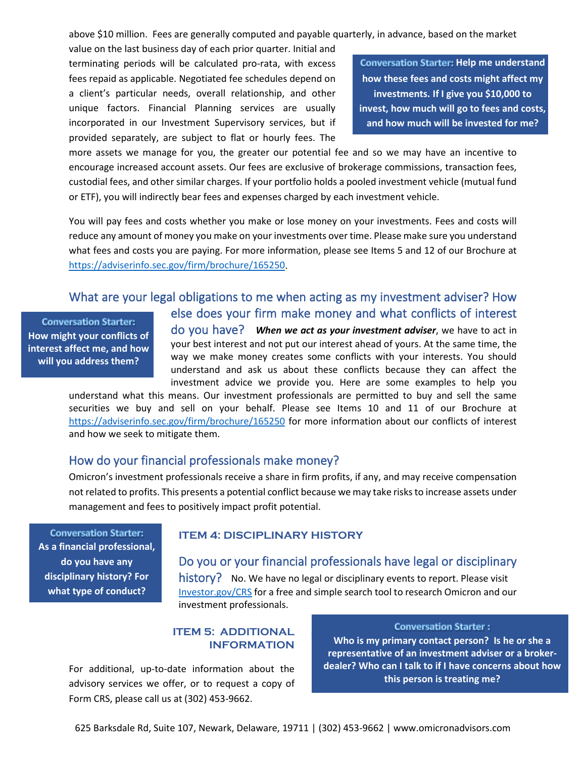above $10 million. Fees are generally computed and payable quarterly, in advance, based on the market value on the last business day of each prior quarter. Initial and terminating periods will be calculated pro-rata, with excess fees repaid as applicable. Negotiated fee schedules depend on a client's particular needs, overall relationship, and other unique factors. Financial Planning services are usually incorporated in our Investment Supervisory services, but if provided separately, are subject to flat or hourly fees. The more assets we manage for you, the greater our potential fee and so we may have an incentive to encourage increased account assets. Our fees are exclusive of brokerage commissions, transaction fees, custodial fees, and other similar charges. If your portfolio holds a pooled investment vehicle (mutual fund or ETF), you will indirectly bear fees and expenses charged by each investment vehicle.

**Conversation Starter: Help me understand how these fees and costs might affect my investments. If I give you $10,000 to invest, how much will go to fees and costs, and how much will be invested for me?**

You will pay fees and costs whether you make or lose money on your investments. Fees and costs will reduce any amount of money you make on your investments over time. Please make sure you understand what fees and costs you are paying. For more information, please see Items 5 and 12 of our Brochure at https://adviserinfo.sec.gov/firm/brochure/165250.

## What are your legal obligations to me when acting as my investment adviser? How else does your firm make money and what conflicts of interest do you have?

**Conversation Starter: How might your conflicts of interest affect me, and how will you address them?**

***When we act as your investment adviser***, we have to act in your best interest and not put our interest ahead of yours. At the same time, the way we make money creates some conflicts with your interests. You should understand and ask us about these conflicts because they can affect the investment advice we provide you. Here are some examples to help you understand what this means. Our investment professionals are permitted to buy and sell the same securities we buy and sell on your behalf. Please see Items 10 and 11 of our Brochure at https://adviserinfo.sec.gov/firm/brochure/165250 for more information about our conflicts of interest and how we seek to mitigate them.

## How do your financial professionals make money?

Omicron's investment professionals receive a share in firm profits, if any, and may receive compensation not related to profits. This presents a potential conflict because we may take risks to increase assets under management and fees to positively impact profit potential.

### ITEM 4: DISCIPLINARY HISTORY

**Conversation Starter: As a financial professional, do you have any disciplinary history? For what type of conduct?**

## Do you or your financial professionals have legal or disciplinary history?

No. We have no legal or disciplinary events to report. Please visit Investor.gov/CRS for a free and simple search tool to research Omicron and our investment professionals.

### ITEM 5: ADDITIONAL INFORMATION

For additional, up-to-date information about the advisory services we offer, or to request a copy of Form CRS, please call us at (302) 453-9662.

**Conversation Starter : Who is my primary contact person? Is he or she a representative of an investment adviser or a broker-dealer? Who can I talk to if I have concerns about how this person is treating me?**

625 Barksdale Rd, Suite 107, Newark, Delaware, 19711 | (302) 453-9662 | www.omicronadvisors.com